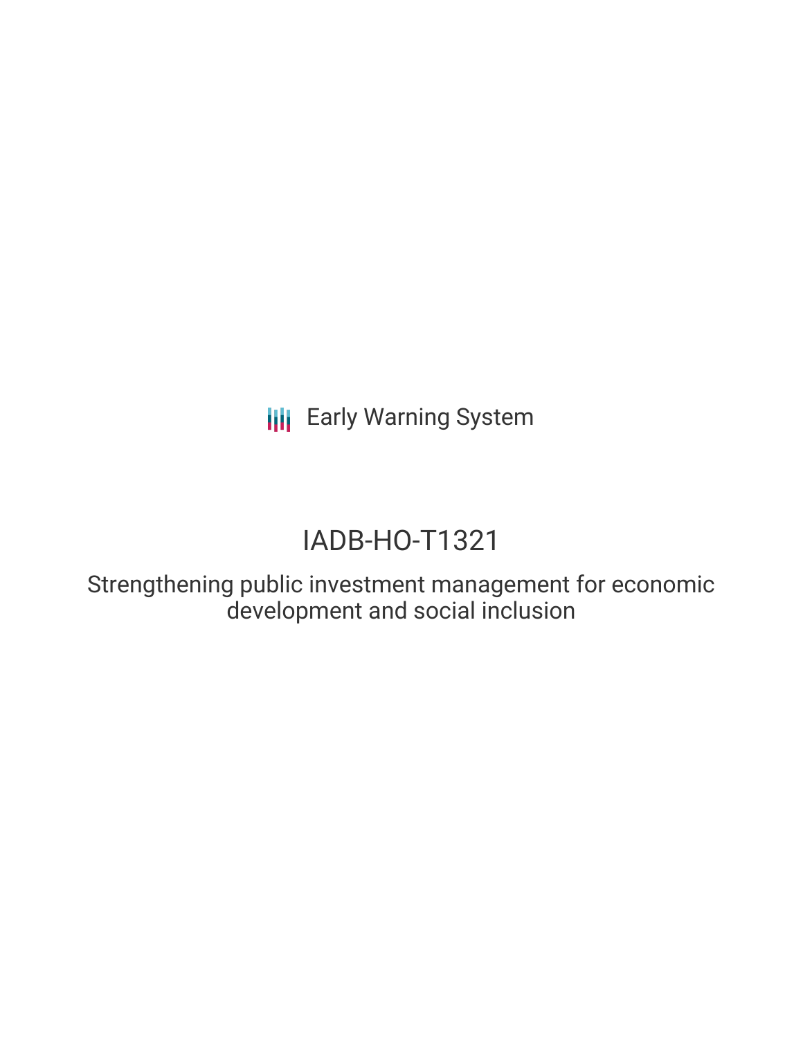Early Warning System

# IADB-HO-T1321

Strengthening public investment management for economic development and social inclusion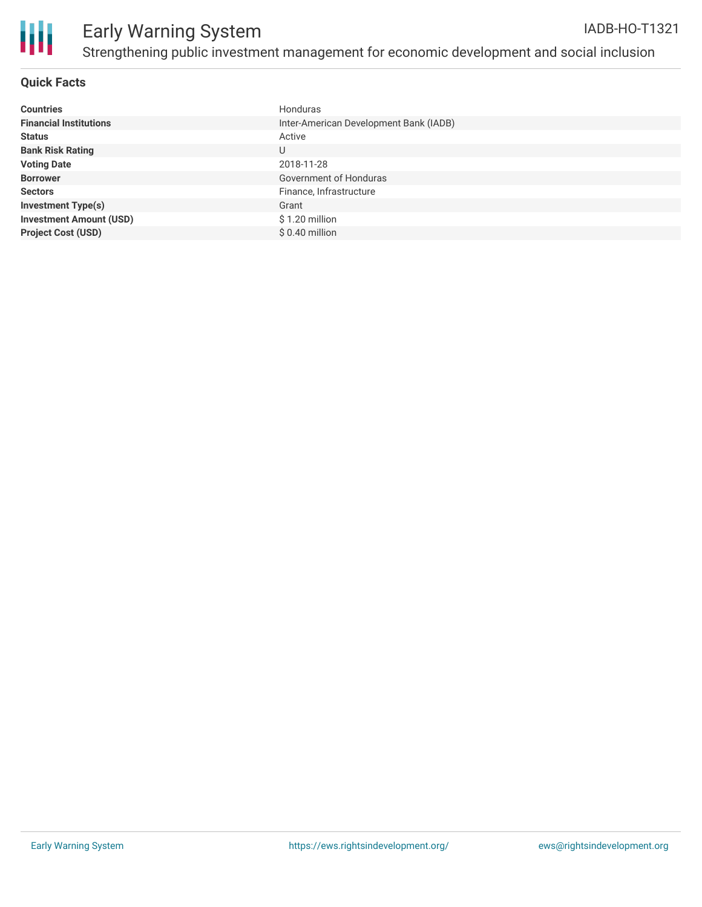# Early Warning System

IADB-HO-T1321

## Strengthening public investment management for economic development and social inclusion

### Quick Facts

| | |
|---|---|
| **Countries** | Honduras |
| **Financial Institutions** | Inter-American Development Bank (IADB) |
| **Status** | Active |
| **Bank Risk Rating** | U |
| **Voting Date** | 2018-11-28 |
| **Borrower** | Government of Honduras |
| **Sectors** | Finance, Infrastructure |
| **Investment Type(s)** | Grant |
| **Investment Amount (USD)** | $ 1.20 million |
| **Project Cost (USD)** | $ 0.40 million |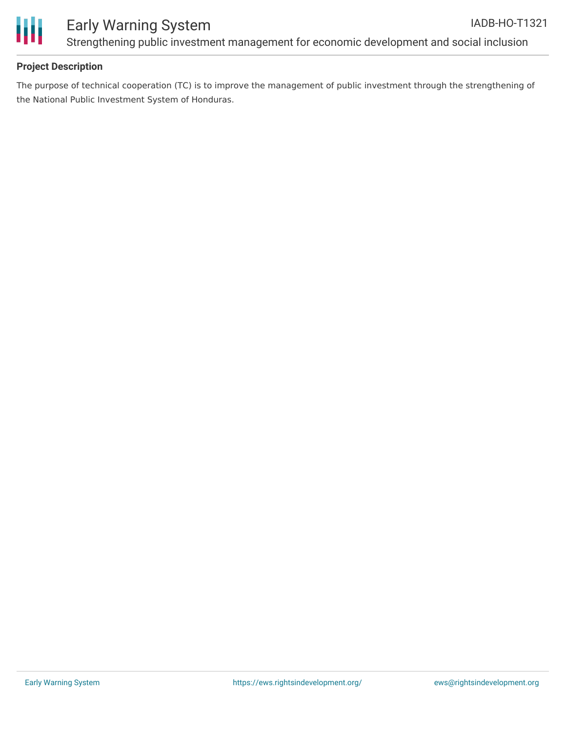## Project Description

The purpose of technical cooperation (TC) is to improve the management of public investment through the strengthening of the National Public Investment System of Honduras.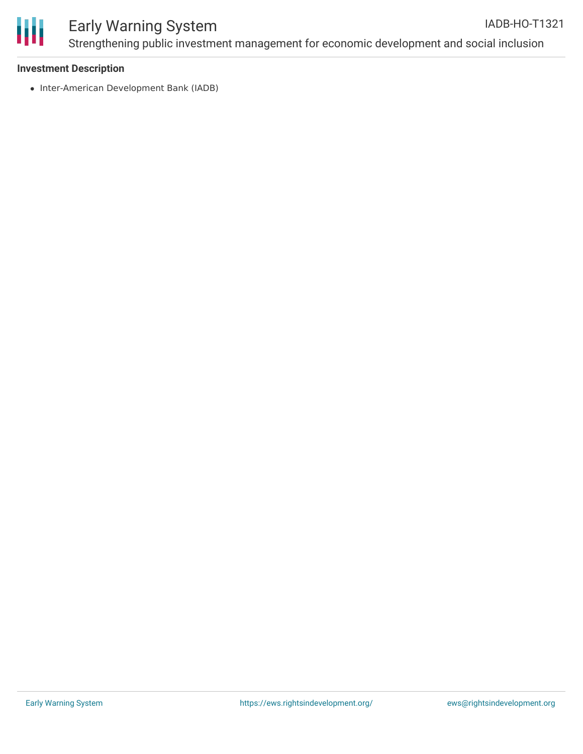**Investment Description**

- Inter-American Development Bank (IADB)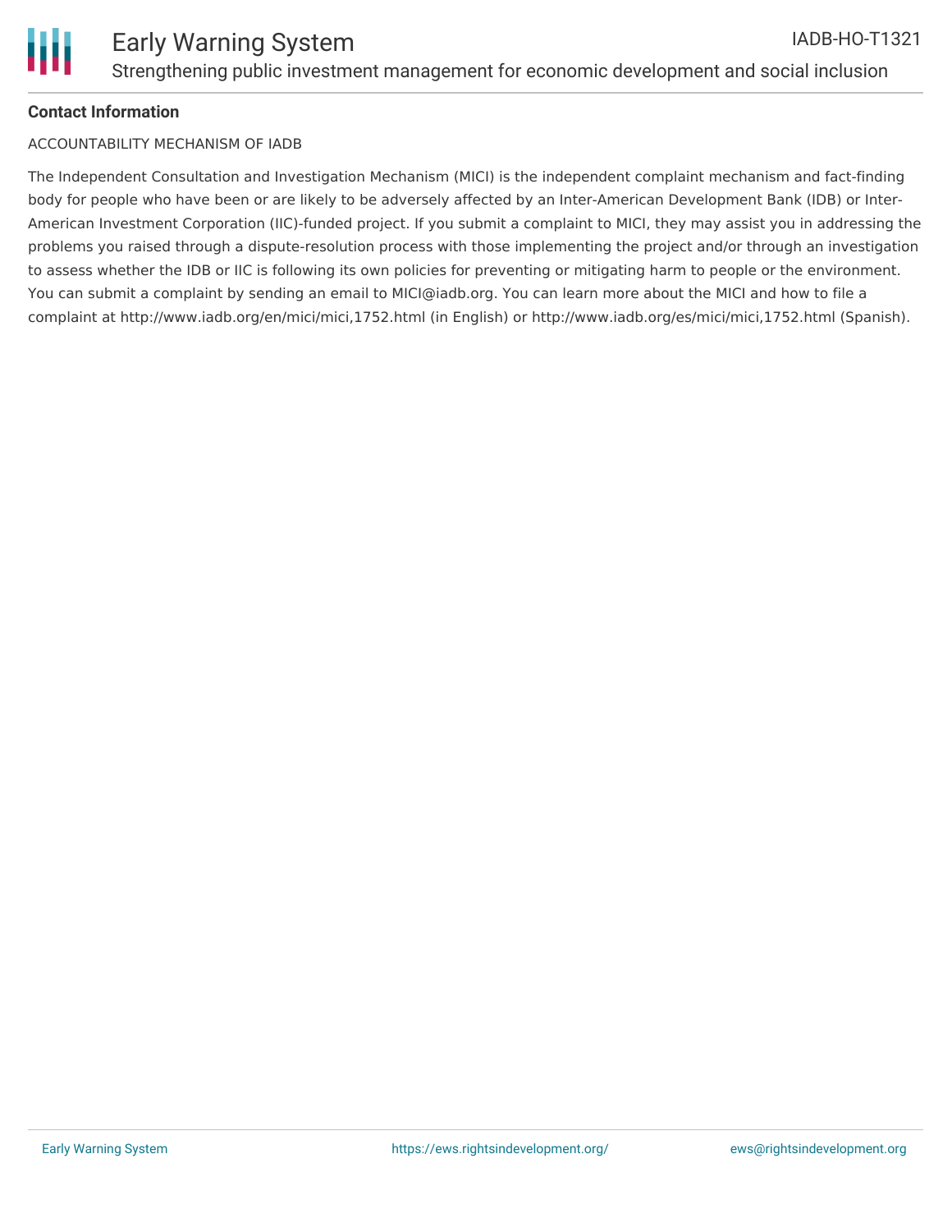**Contact Information**

ACCOUNTABILITY MECHANISM OF IADB

The Independent Consultation and Investigation Mechanism (MICI) is the independent complaint mechanism and fact-finding body for people who have been or are likely to be adversely affected by an Inter-American Development Bank (IDB) or Inter-American Investment Corporation (IIC)-funded project. If you submit a complaint to MICI, they may assist you in addressing the problems you raised through a dispute-resolution process with those implementing the project and/or through an investigation to assess whether the IDB or IIC is following its own policies for preventing or mitigating harm to people or the environment. You can submit a complaint by sending an email to MICI@iadb.org. You can learn more about the MICI and how to file a complaint at http://www.iadb.org/en/mici/mici,1752.html (in English) or http://www.iadb.org/es/mici/mici,1752.html (Spanish).